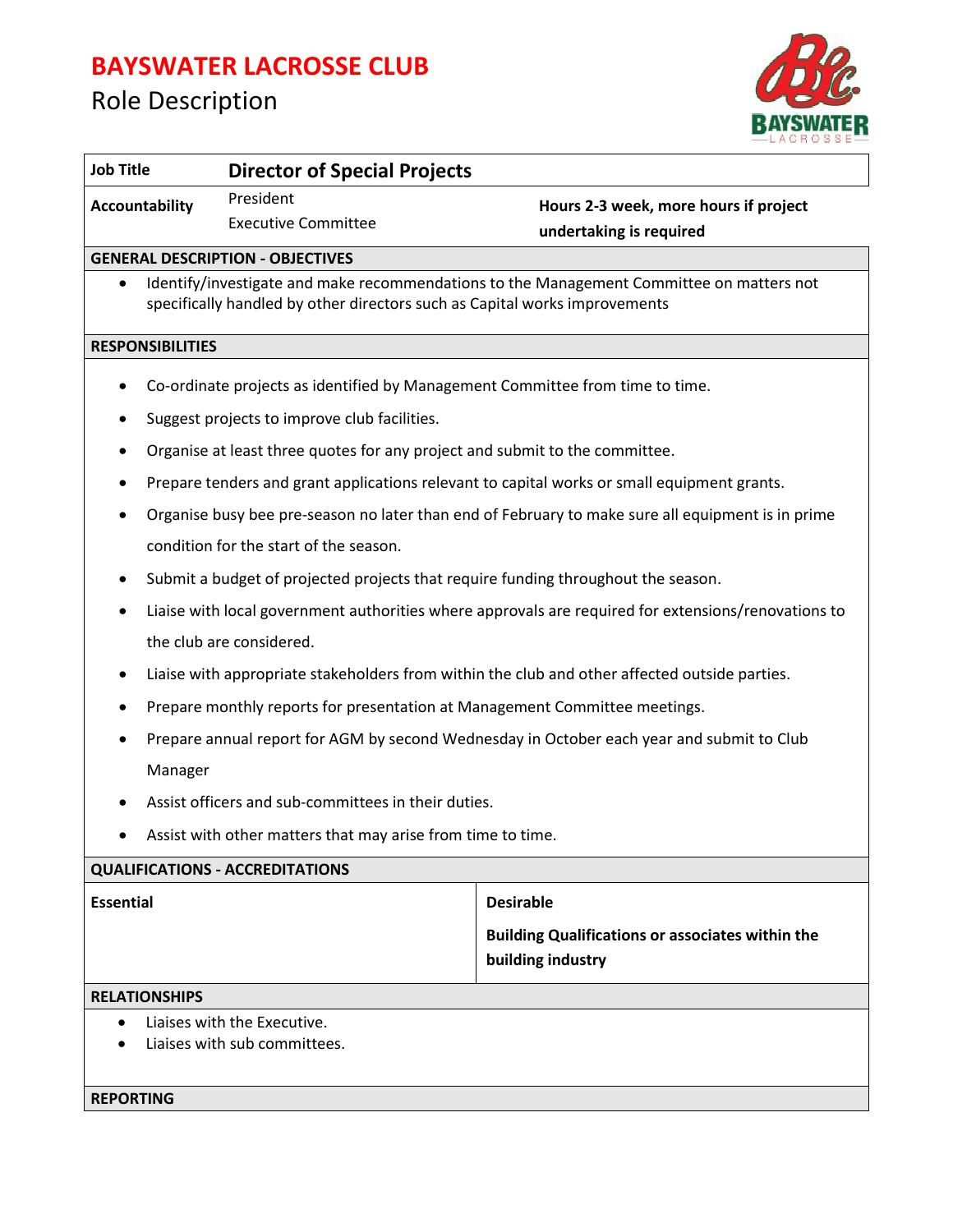# BAYSWATER LACROSSE CLUB

## Role Description

| Job Title | **Director of Special Projects** | |
|---|---|---|
| **Accountability** | President<br>Executive Committee | **Hours 2-3 week, more hours if project undertaking is required** |

**GENERAL DESCRIPTION - OBJECTIVES**

- Identify/investigate and make recommendations to the Management Committee on matters not specifically handled by other directors such as Capital works improvements

**RESPONSIBILITIES**

- Co-ordinate projects as identified by Management Committee from time to time.
- Suggest projects to improve club facilities.
- Organise at least three quotes for any project and submit to the committee.
- Prepare tenders and grant applications relevant to capital works or small equipment grants.
- Organise busy bee pre-season no later than end of February to make sure all equipment is in prime condition for the start of the season.
- Submit a budget of projected projects that require funding throughout the season.
- Liaise with local government authorities where approvals are required for extensions/renovations to the club are considered.
- Liaise with appropriate stakeholders from within the club and other affected outside parties.
- Prepare monthly reports for presentation at Management Committee meetings.
- Prepare annual report for AGM by second Wednesday in October each year and submit to Club Manager
- Assist officers and sub-committees in their duties.
- Assist with other matters that may arise from time to time.

**QUALIFICATIONS - ACCREDITATIONS**

| **Essential** | **Desirable** |
|---|---|
| | **Building Qualifications or associates within the building industry** |

**RELATIONSHIPS**

- Liaises with the Executive.
- Liaises with sub committees.

**REPORTING**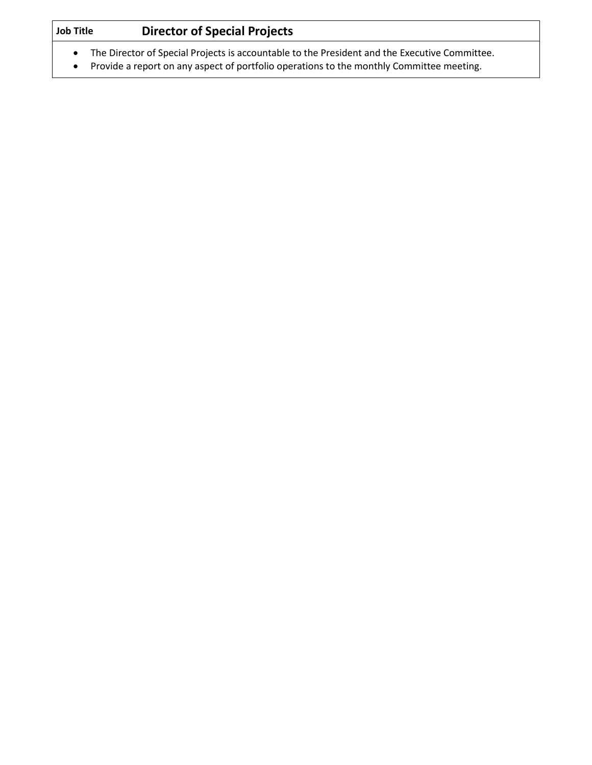| Job Title | Director of Special Projects |
| --- | --- |

- The Director of Special Projects is accountable to the President and the Executive Committee.
- Provide a report on any aspect of portfolio operations to the monthly Committee meeting.